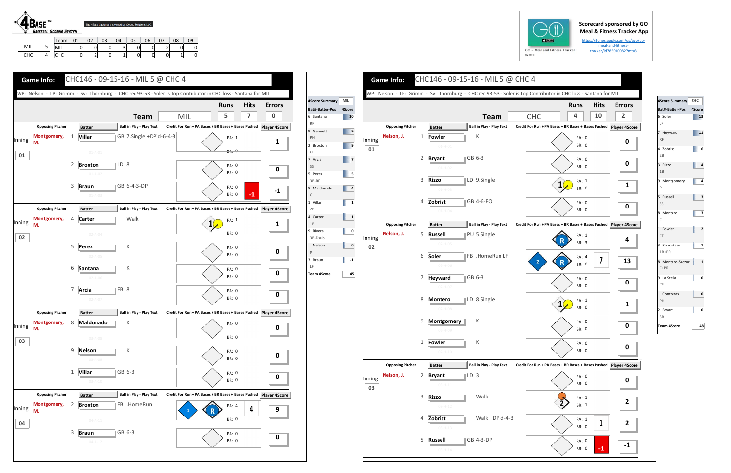**4BASE™ BASEBALL SCORING SYSTEM** — The 4Base trademark is owned by Cycled Solutions LLC

| | | Team | 01 | 02 | 03 | 04 | 05 | 06 | 07 | 08 | 09 |
|---|---|---|---|---|---|---|---|---|---|---|---|
| MIL | 5 | MIL | 0 | 0 | 0 | 3 | 0 | 0 | 2 | 0 | 0 |
| CHC | 4 | CHC | 0 | 2 | 0 | 1 | 0 | 0 | 0 | 1 | 0 |

Scorecard sponsored by GO Meal & Fitness Tracker App
https://itunes.apple.com/us/app/go-meal-and-fitness-tracker/id785910082?mt=8

## Game Info: CHC146 - 09-15-16 - MIL 5 @ CHC 4

WP: Nelson - LP: Grimm - Sv: Thornburg - CHC rec 93-53 - Soler is Top Contributor in CHC loss - Santana for MIL

### Team: MIL — Runs 5, Hits 7, Errors 0

| Inning | Opposing Pitcher | # | Batter | Ball in Play - Play Text | Credit For Run + PA Bases + BR Bases + Bases Pushed | Player 4Score |
|---|---|---|---|---|---|---|
| 01 | Montgomery, M. | 1 | Villar | GB 7.Single +DP'd-6-4-3 | PA: 1, BR: 0 | 1 |
| | | 2 | Broxton | LD 8 | PA: 0, BR: 0 | 0 |
| | | 3 | Braun | GB 6-4-3-DP | PA: 0, BR: 0, -1 | -1 |
| 02 | Montgomery, M. | 4 | Carter | Walk | 1; PA: 1, BR: 0 | 1 |
| | | 5 | Perez | K | PA: 0, BR: 0 | 0 |
| | | 6 | Santana | K | PA: 0, BR: 0 | 0 |
| | | 7 | Arcia | FB 8 | PA: 0, BR: 0 | 0 |
| 03 | Montgomery, M. | 8 | Maldonado | K | PA: 0, BR: 0 | 0 |
| | | 9 | Nelson | K | PA: 0, BR: 0 | 0 |
| | | 1 | Villar | GB 6-3 | PA: 0, BR: 0 | 0 |
| 04 | Montgomery, M. | 2 | Broxton | FB .HomeRun | 1, R; PA: 4, BR: 0, 4 | 9 |
| | | 3 | Braun | GB 6-3 | PA: 0, BR: 0 | 0 |

### 4Score Summary — MIL

| Bat#-Batter-Pos | 4Score |
|---|---|
| 6 Santana RF | 10 |
| 9 Gennett PH | 9 |
| 2 Broxton CF | 9 |
| 7 Arcia SS | 7 |
| 5 Perez 3B-RF | 5 |
| 8 Maldonado C | 4 |
| 1 Villar 2B | 1 |
| 4 Carter 1B | 1 |
| 9 Rivera 3B-Dsub | 0 |
| Nelson P | 0 |
| 3 Braun LF | -1 |
| Team 4Score | 45 |

## Game Info: CHC146 - 09-15-16 - MIL 5 @ CHC 4

WP: Nelson - LP: Grimm - Sv: Thornburg - CHC rec 93-53 - Soler is Top Contributor in CHC loss - Santana for MIL

### Team: CHC — Runs 4, Hits 10, Errors 2

| Inning | Opposing Pitcher | # | Batter | Ball in Play - Play Text | Credit For Run + PA Bases + BR Bases + Bases Pushed | Player 4Score |
|---|---|---|---|---|---|---|
| 01 | Nelson, J. | 1 | Fowler | K | PA: 0, BR: 0 | 0 |
| | | 2 | Bryant | GB 6-3 | PA: 0, BR: 0 | 0 |
| | | 3 | Rizzo | LD 9.Single | 1; PA: 1, BR: 0 | 1 |
| | | 4 | Zobrist | GB 4-6-FO | PA: 0, BR: 0 | 0 |
| 02 | Nelson, J. | 5 | Russell | PU 5.Single | R; PA: 1, BR: 3 | 4 |
| | | 6 | Soler | FB .HomeRun LF | 2, R; PA: 4, BR: 0, 7 | 13 |
| | | 7 | Heyward | GB 6-3 | PA: 0, BR: 0 | 0 |
| | | 8 | Montero | LD 8.Single | 1; PA: 1, BR: 0 | 1 |
| | | 9 | Montgomery | K | PA: 0, BR: 0 | 0 |
| | | 1 | Fowler | K | PA: 0, BR: 0 | 0 |
| 03 | Nelson, J. | 2 | Bryant | LD 3 | PA: 0, BR: 0 | 0 |
| | | 3 | Rizzo | Walk | 2; PA: 1, BR: 1 | 2 |
| | | 4 | Zobrist | Walk +DP'd-4-3 | PA: 1, BR: 0, 1 | 2 |
| | | 5 | Russell | GB 4-3-DP | PA: 0, BR: 0, -1 | -1 |

### 4Score Summary — CHC

| Bat#-Batter-Pos | 4Score |
|---|---|
| 6 Soler LF | 13 |
| 7 Heyward RF | 11 |
| 4 Zobrist 2B | 6 |
| 3 Rizzo 1B | 4 |
| 9 Montgomery P | 4 |
| 5 Russell SS | 3 |
| 8 Montero C | 3 |
| 1 Fowler CF | 2 |
| 3 Rizzo-Baez 1B+PR | 1 |
| 8 Montero-Szczur C+PR | 1 |
| 9 La Stella PH | 0 |
| Contreras PH | 0 |
| 2 Bryant 3B | 0 |
| Team 4Score | 48 |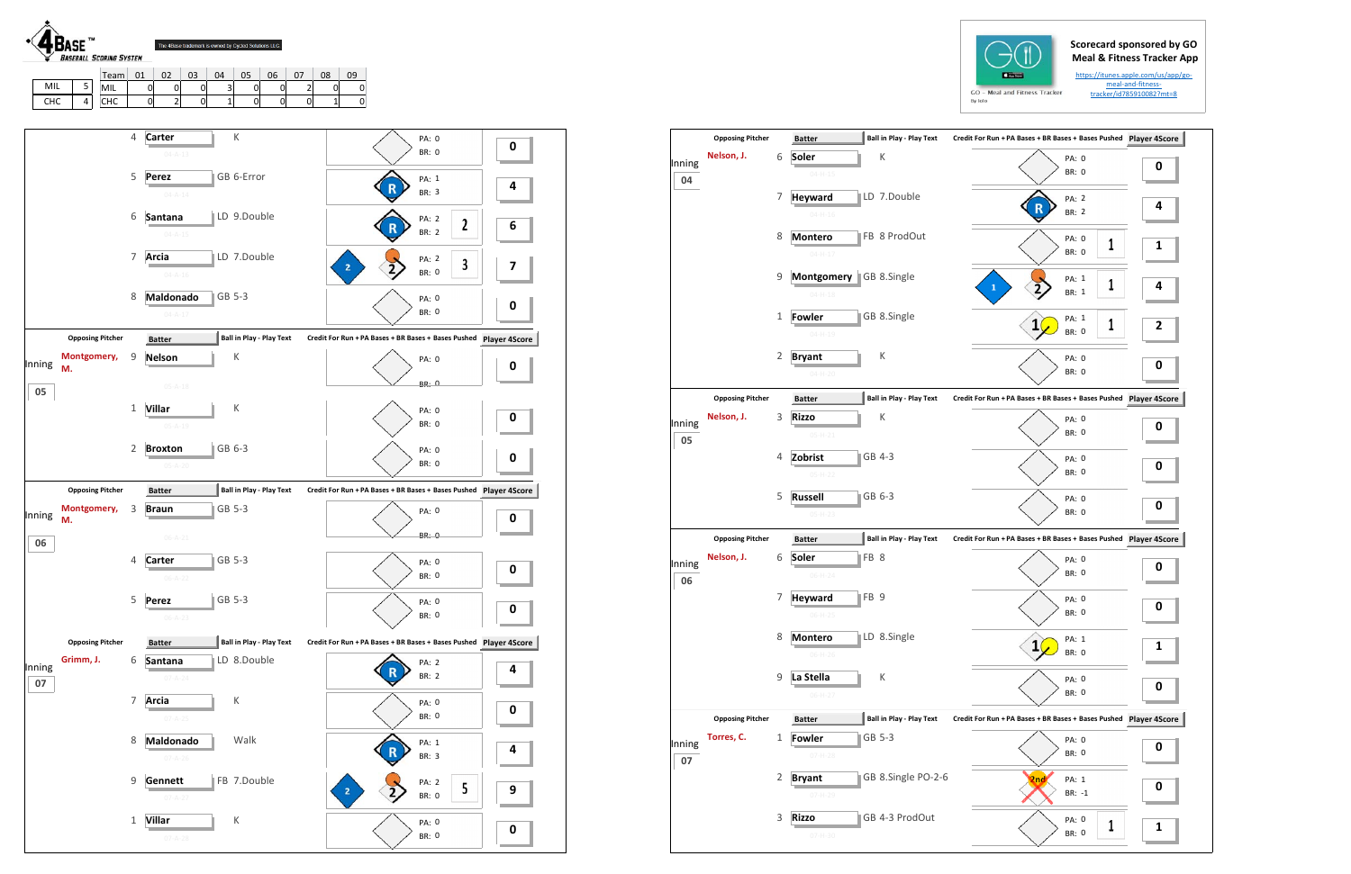**4BASE™ BASEBALL SCORING SYSTEM**

The 4Base trademark is owned by Cycled Solutions LLC

| | | Team | 01 | 02 | 03 | 04 | 05 | 06 | 07 | 08 | 09 |
|---|---|---|---|---|---|---|---|---|---|---|---|
| MIL | 5 | MIL | 0 | 0 | 0 | 3 | 0 | 0 | 2 | 0 | 0 |
| CHC | 4 | CHC | 0 | 2 | 0 | 1 | 0 | 0 | 0 | 1 | 0 |

Scorecard sponsored by GO Meal & Fitness Tracker App

https://itunes.apple.com/us/app/go-meal-and-fitness-tracker/id785910082?mt=8

GO - Meal and Fitness Tracker

| Inning | Opposing Pitcher | # | Batter | Ball in Play - Play Text | Credit For Run + PA Bases + BR Bases + Bases Pushed | Player 4Score |
|---|---|---|---|---|---|---|
| | | 4 | Carter | K | PA: 0 BR: 0 | 0 |
| | | 5 | Perez | GB 6-Error | R; PA: 1 BR: 3 | 4 |
| | | 6 | Santana | LD 9.Double | R; PA: 2 BR: 2; 2 | 6 |
| | | 7 | Arcia | LD 7.Double | 2; PA: 2 BR: 0; 3 | 7 |
| | | 8 | Maldonado | GB 5-3 | PA: 0 BR: 0 | 0 |
| 05 | Montgomery, M. | 9 | Nelson | K | PA: 0 BR: 0 | 0 |
| | | 1 | Villar | K | PA: 0 BR: 0 | 0 |
| | | 2 | Broxton | GB 6-3 | PA: 0 BR: 0 | 0 |
| 06 | Montgomery, M. | 3 | Braun | GB 5-3 | PA: 0 BR: 0 | 0 |
| | | 4 | Carter | GB 5-3 | PA: 0 BR: 0 | 0 |
| | | 5 | Perez | GB 5-3 | PA: 0 BR: 0 | 0 |
| 07 | Grimm, J. | 6 | Santana | LD 8.Double | R; PA: 2 BR: 2 | 4 |
| | | 7 | Arcia | K | PA: 0 BR: 0 | 0 |
| | | 8 | Maldonado | Walk | R; PA: 1 BR: 3 | 4 |
| | | 9 | Gennett | FB 7.Double | 2; PA: 2 BR: 0; 5 | 9 |
| | | 1 | Villar | K | PA: 0 BR: 0 | 0 |

| Inning | Opposing Pitcher | # | Batter | Ball in Play - Play Text | Credit For Run + PA Bases + BR Bases + Bases Pushed | Player 4Score |
|---|---|---|---|---|---|---|
| 04 | Nelson, J. | 6 | Soler | K | PA: 0 BR: 0 | 0 |
| | | 7 | Heyward | LD 7.Double | R; PA: 2 BR: 2 | 4 |
| | | 8 | Montero | FB 8 ProdOut | PA: 0 BR: 0; 1 | 1 |
| | | 9 | Montgomery | GB 8.Single | 1; PA: 1 BR: 1; 1 | 4 |
| | | 1 | Fowler | GB 8.Single | 1; PA: 1 BR: 0; 1 | 2 |
| | | 2 | Bryant | K | PA: 0 BR: 0 | 0 |
| 05 | Nelson, J. | 3 | Rizzo | K | PA: 0 BR: 0 | 0 |
| | | 4 | Zobrist | GB 4-3 | PA: 0 BR: 0 | 0 |
| | | 5 | Russell | GB 6-3 | PA: 0 BR: 0 | 0 |
| 06 | Nelson, J. | 6 | Soler | FB 8 | PA: 0 BR: 0 | 0 |
| | | 7 | Heyward | FB 9 | PA: 0 BR: 0 | 0 |
| | | 8 | Montero | LD 8.Single | 1; PA: 1 BR: 0 | 1 |
| | | 9 | La Stella | K | PA: 0 BR: 0 | 0 |
| 07 | Torres, C. | 1 | Fowler | GB 5-3 | PA: 0 BR: 0 | 0 |
| | | 2 | Bryant | GB 8.Single PO-2-6 | 2nd; PA: 1 BR: -1 | 0 |
| | | 3 | Rizzo | GB 4-3 ProdOut | PA: 0 BR: 0; 1 | 1 |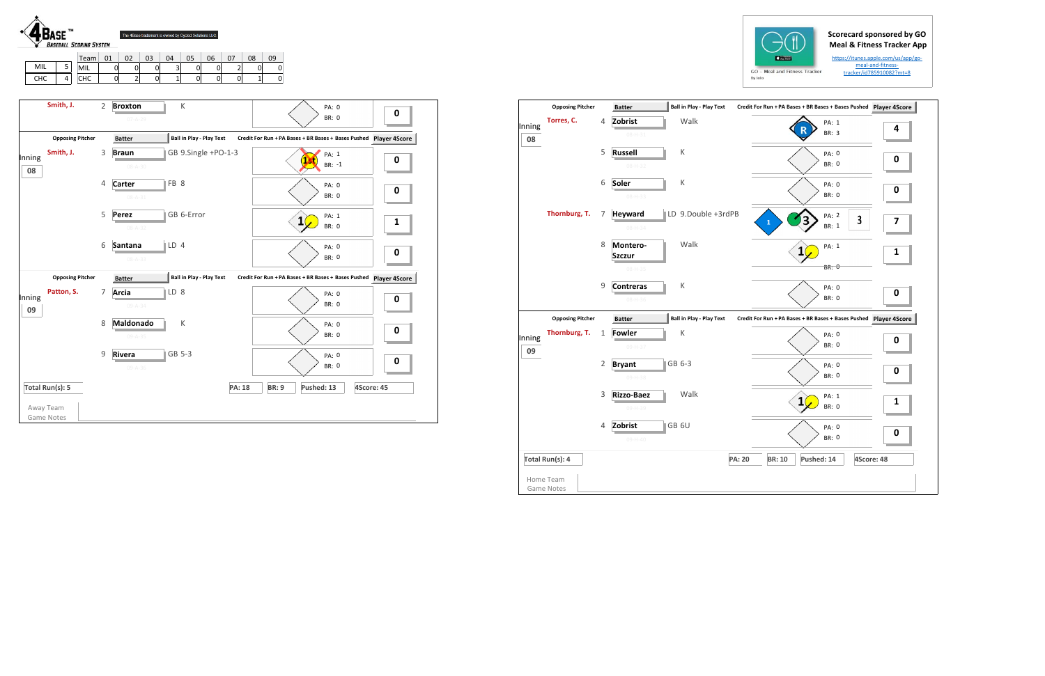4BASE™ BASEBALL SCORING SYSTEM

The 4Base trademark is owned by Cycled Solutions LLC

| | | Team | 01 | 02 | 03 | 04 | 05 | 06 | 07 | 08 | 09 |
|---|---|---|---|---|---|---|---|---|---|---|---|
| MIL | 5 | MIL | 0 | 0 | 0 | 3 | 0 | 0 | 2 | 0 | 0 |
| CHC | 4 | CHC | 0 | 2 | 0 | 1 | 0 | 0 | 0 | 1 | 0 |

Scorecard sponsored by GO Meal & Fitness Tracker App

https://itunes.apple.com/us/app/go-meal-and-fitness-tracker/id785910082?mt=8

GO - Meal and Fitness Tracker

## Away Team

| Inning | Opposing Pitcher | # | Batter | Ball in Play - Play Text | PA | BR | Player 4Score |
|---|---|---|---|---|---|---|---|
| | Smith, J. | 2 | Broxton | K | 0 | 0 | 0 |
| 08 | Smith, J. | 3 | Braun | GB 9.Single +PO-1-3 | 1 | -1 | 0 |
| | | 4 | Carter | FB 8 | 0 | 0 | 0 |
| | | 5 | Perez | GB 6-Error | 1 | 0 | 1 |
| | | 6 | Santana | LD 4 | 0 | 0 | 0 |
| 09 | Patton, S. | 7 | Arcia | LD 8 | 0 | 0 | 0 |
| | | 8 | Maldonado | K | 0 | 0 | 0 |
| | | 9 | Rivera | GB 5-3 | 0 | 0 | 0 |

Total Run(s): 5 | PA: 18 | BR: 9 | Pushed: 13 | 4Score: 45

Away Team Game Notes

## Home Team

| Inning | Opposing Pitcher | # | Batter | Ball in Play - Play Text | PA | BR | Player 4Score |
|---|---|---|---|---|---|---|---|
| 08 | Torres, C. | 4 | Zobrist | Walk | 1 | 3 | 4 |
| | | 5 | Russell | K | 0 | 0 | 0 |
| | | 6 | Soler | K | 0 | 0 | 0 |
| | Thornburg, T. | 7 | Heyward | LD 9.Double +3rdPB | 2 | 1 | 7 |
| | | 8 | Montero-Szczur | Walk | 1 | 0 | 1 |
| | | 9 | Contreras | K | 0 | 0 | 0 |
| 09 | Thornburg, T. | 1 | Fowler | K | 0 | 0 | 0 |
| | | 2 | Bryant | GB 6-3 | 0 | 0 | 0 |
| | | 3 | Rizzo-Baez | Walk | 1 | 0 | 1 |
| | | 4 | Zobrist | GB 6U | 0 | 0 | 0 |

Total Run(s): 4 | PA: 20 | BR: 10 | Pushed: 14 | 4Score: 48

Home Team Game Notes